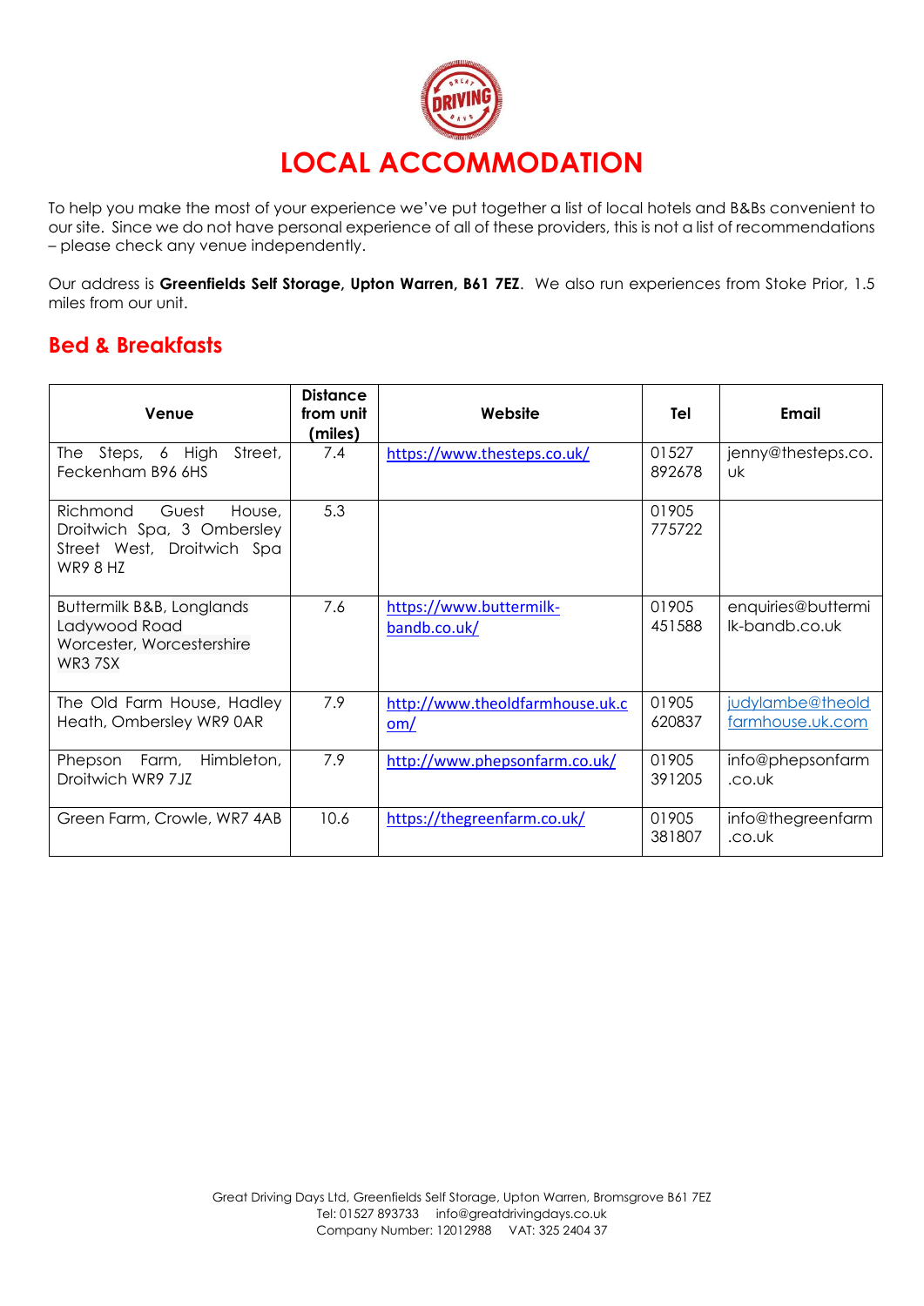# LOCAL ACCOMMODATION

To help you make the most of your experience we've put together a list of local hotels and B&Bs convenient to our site. Since we do not have personal experience of all of these providers, this is not a list of recommendations – please check any venue independently.

Our address is **Greenfields Self Storage, Upton Warren, B61 7EZ**. We also run experiences from Stoke Prior, 1.5 miles from our unit.

## Bed & Breakfasts

| Venue | Distance from unit (miles) | Website | Tel | Email |
|---|---|---|---|---|
| The Steps, 6 High Street, Feckenham B96 6HS | 7.4 | https://www.thesteps.co.uk/ | 01527 892678 | jenny@thesteps.co.uk |
| Richmond Guest House, Droitwich Spa, 3 Ombersley Street West, Droitwich Spa WR9 8 HZ | 5.3 | | 01905 775722 | |
| Buttermilk B&B, Longlands Ladywood Road Worcester, Worcestershire WR3 7SX | 7.6 | https://www.buttermilk-bandb.co.uk/ | 01905 451588 | enquiries@buttermilk-bandb.co.uk |
| The Old Farm House, Hadley Heath, Ombersley WR9 0AR | 7.9 | http://www.theoldfarmhouse.uk.com/ | 01905 620837 | judylambe@theoldfarmhouse.uk.com |
| Phepson Farm, Himbleton, Droitwich WR9 7JZ | 7.9 | http://www.phepsonfarm.co.uk/ | 01905 391205 | info@phepsonfarm.co.uk |
| Green Farm, Crowle, WR7 4AB | 10.6 | https://thegreenfarm.co.uk/ | 01905 381807 | info@thegreenfarm.co.uk |

Great Driving Days Ltd, Greenfields Self Storage, Upton Warren, Bromsgrove B61 7EZ
Tel: 01527 893733 info@greatdrivingdays.co.uk
Company Number: 12012988 VAT: 325 2404 37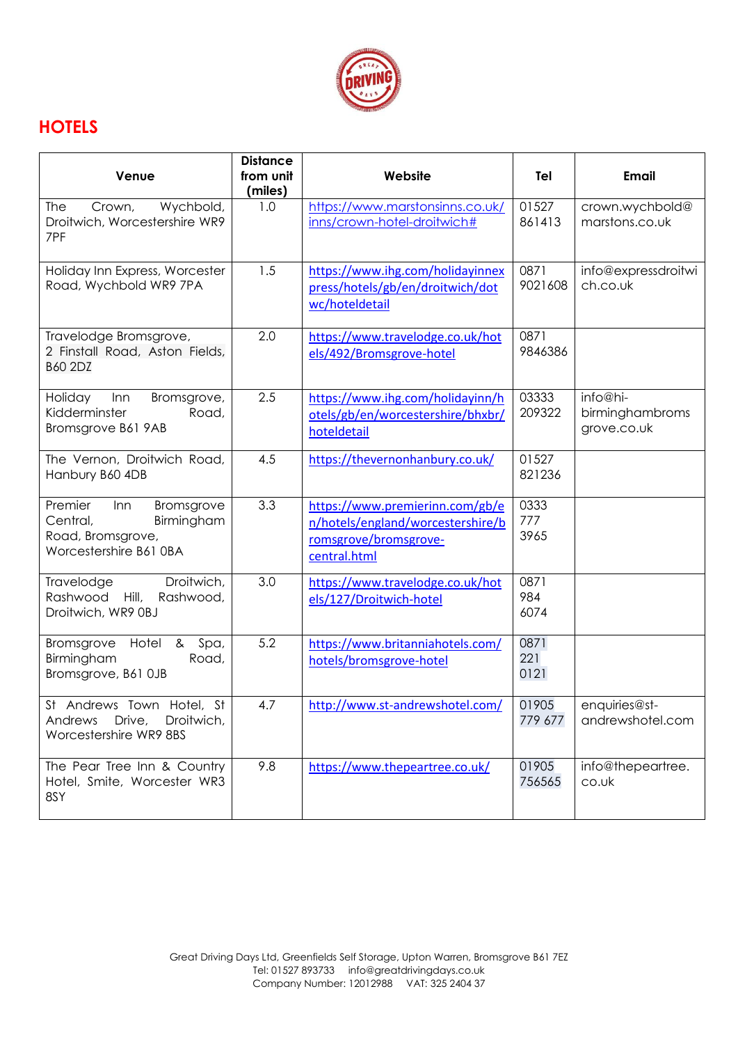# HOTELS

| Venue | Distance from unit (miles) | Website | Tel | Email |
|---|---|---|---|---|
| The Crown, Wychbold, Droitwich, Worcestershire WR9 7PF | 1.0 | https://www.marstonsinns.co.uk/inns/crown-hotel-droitwich# | 01527 861413 | crown.wychbold@marstons.co.uk |
| Holiday Inn Express, Worcester Road, Wychbold WR9 7PA | 1.5 | https://www.ihg.com/holidayinnexpress/hotels/gb/en/droitwich/dotwc/hoteldetail | 0871 9021608 | info@expressdroitwich.co.uk |
| Travelodge Bromsgrove, 2 Finstall Road, Aston Fields, B60 2DZ | 2.0 | https://www.travelodge.co.uk/hotels/492/Bromsgrove-hotel | 0871 9846386 | |
| Holiday Inn Bromsgrove, Kidderminster Road, Bromsgrove B61 9AB | 2.5 | https://www.ihg.com/holidayinn/hotels/gb/en/worcestershire/bhxbr/hoteldetail | 03333 209322 | info@hi-birminghambromsgrove.co.uk |
| The Vernon, Droitwich Road, Hanbury B60 4DB | 4.5 | https://thevernonhanbury.co.uk/ | 01527 821236 | |
| Premier Inn Bromsgrove Central, Birmingham Road, Bromsgrove, Worcestershire B61 0BA | 3.3 | https://www.premierinn.com/gb/en/hotels/england/worcestershire/bromsgrove/bromsgrove-central.html | 0333 777 3965 | |
| Travelodge Droitwich, Rashwood Hill, Rashwood, Droitwich, WR9 0BJ | 3.0 | https://www.travelodge.co.uk/hotels/127/Droitwich-hotel | 0871 984 6074 | |
| Bromsgrove Hotel & Spa, Birmingham Road, Bromsgrove, B61 0JB | 5.2 | https://www.britanniahotels.com/hotels/bromsgrove-hotel | 0871 221 0121 | |
| St Andrews Town Hotel, St Andrews Drive, Droitwich, Worcestershire WR9 8BS | 4.7 | http://www.st-andrewshotel.com/ | 01905 779 677 | enquiries@st-andrewshotel.com |
| The Pear Tree Inn & Country Hotel, Smite, Worcester WR3 8SY | 9.8 | https://www.thepeartree.co.uk/ | 01905 756565 | info@thepeartree.co.uk |

Great Driving Days Ltd, Greenfields Self Storage, Upton Warren, Bromsgrove B61 7EZ
Tel: 01527 893733 info@greatdrivingdays.co.uk
Company Number: 12012988 VAT: 325 2404 37